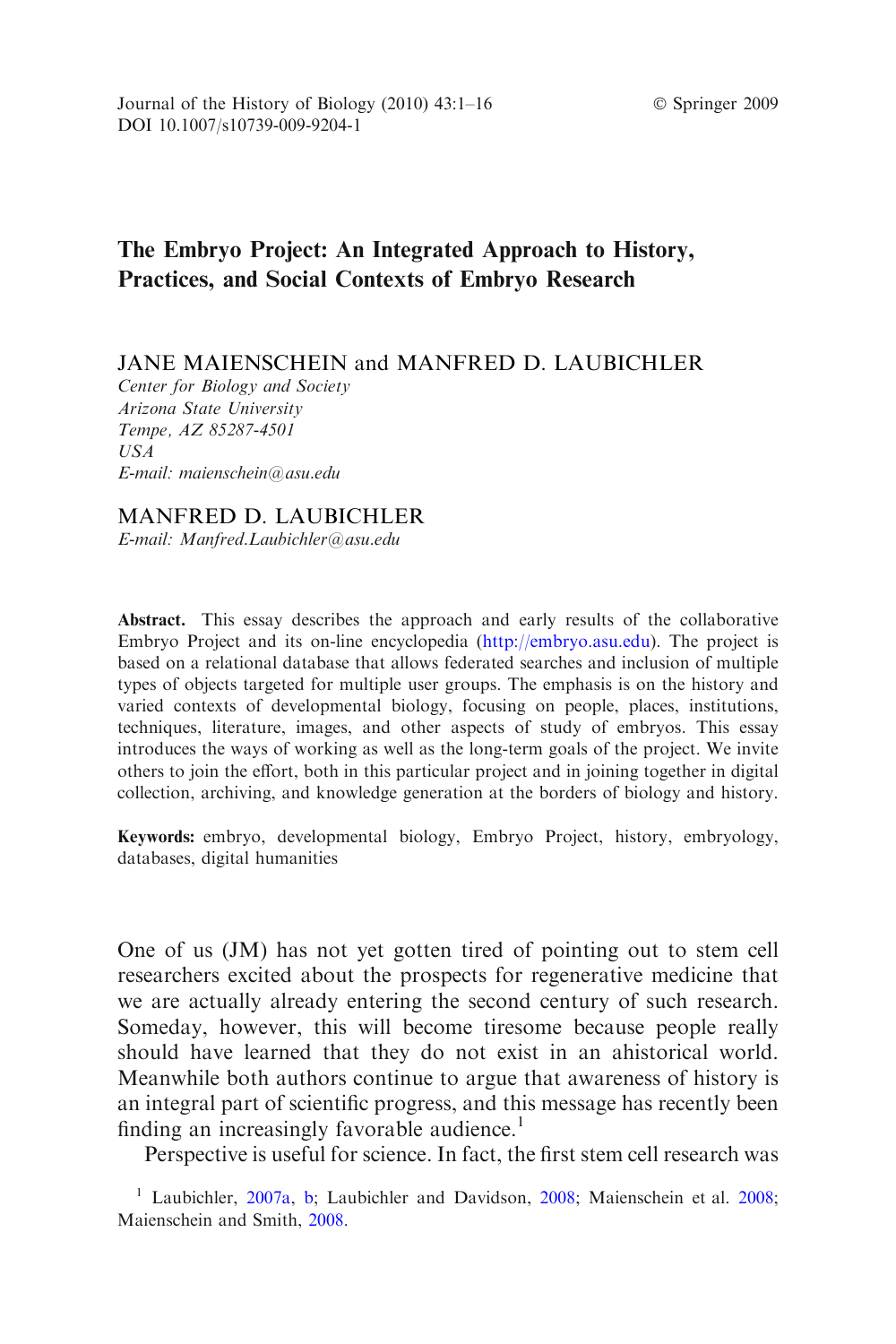# The Embryo Project: An Integrated Approach to History, Practices, and Social Contexts of Embryo Research

JANE MAIENSCHEIN and MANFRED D. LAUBICHLER

*Center for Biology and Society*
*Arizona State University*
*Tempe, AZ 85287-4501*
*USA*
*E-mail: maienschein@asu.edu*

MANFRED D. LAUBICHLER

*E-mail: Manfred.Laubichler@asu.edu*

**Abstract.** This essay describes the approach and early results of the collaborative Embryo Project and its on-line encyclopedia (http://embryo.asu.edu). The project is based on a relational database that allows federated searches and inclusion of multiple types of objects targeted for multiple user groups. The emphasis is on the history and varied contexts of developmental biology, focusing on people, places, institutions, techniques, literature, images, and other aspects of study of embryos. This essay introduces the ways of working as well as the long-term goals of the project. We invite others to join the effort, both in this particular project and in joining together in digital collection, archiving, and knowledge generation at the borders of biology and history.

**Keywords:** embryo, developmental biology, Embryo Project, history, embryology, databases, digital humanities

One of us (JM) has not yet gotten tired of pointing out to stem cell researchers excited about the prospects for regenerative medicine that we are actually already entering the second century of such research. Someday, however, this will become tiresome because people really should have learned that they do not exist in an ahistorical world. Meanwhile both authors continue to argue that awareness of history is an integral part of scientific progress, and this message has recently been finding an increasingly favorable audience.[1]

Perspective is useful for science. In fact, the first stem cell research was

[1] Laubichler, 2007a, b; Laubichler and Davidson, 2008; Maienschein et al. 2008; Maienschein and Smith, 2008.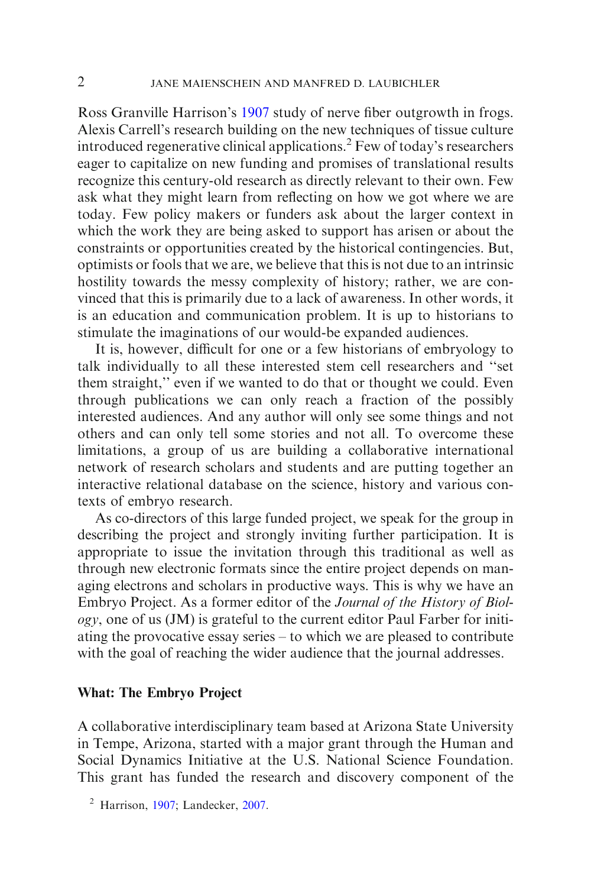Ross Granville Harrison's 1907 study of nerve fiber outgrowth in frogs. Alexis Carrell's research building on the new techniques of tissue culture introduced regenerative clinical applications.[2] Few of today's researchers eager to capitalize on new funding and promises of translational results recognize this century-old research as directly relevant to their own. Few ask what they might learn from reflecting on how we got where we are today. Few policy makers or funders ask about the larger context in which the work they are being asked to support has arisen or about the constraints or opportunities created by the historical contingencies. But, optimists or fools that we are, we believe that this is not due to an intrinsic hostility towards the messy complexity of history; rather, we are convinced that this is primarily due to a lack of awareness. In other words, it is an education and communication problem. It is up to historians to stimulate the imaginations of our would-be expanded audiences.

It is, however, difficult for one or a few historians of embryology to talk individually to all these interested stem cell researchers and "set them straight," even if we wanted to do that or thought we could. Even through publications we can only reach a fraction of the possibly interested audiences. And any author will only see some things and not others and can only tell some stories and not all. To overcome these limitations, a group of us are building a collaborative international network of research scholars and students and are putting together an interactive relational database on the science, history and various contexts of embryo research.

As co-directors of this large funded project, we speak for the group in describing the project and strongly inviting further participation. It is appropriate to issue the invitation through this traditional as well as through new electronic formats since the entire project depends on managing electrons and scholars in productive ways. This is why we have an Embryo Project. As a former editor of the *Journal of the History of Biology*, one of us (JM) is grateful to the current editor Paul Farber for initiating the provocative essay series – to which we are pleased to contribute with the goal of reaching the wider audience that the journal addresses.

### What: The Embryo Project

A collaborative interdisciplinary team based at Arizona State University in Tempe, Arizona, started with a major grant through the Human and Social Dynamics Initiative at the U.S. National Science Foundation. This grant has funded the research and discovery component of the

[2] Harrison, 1907; Landecker, 2007.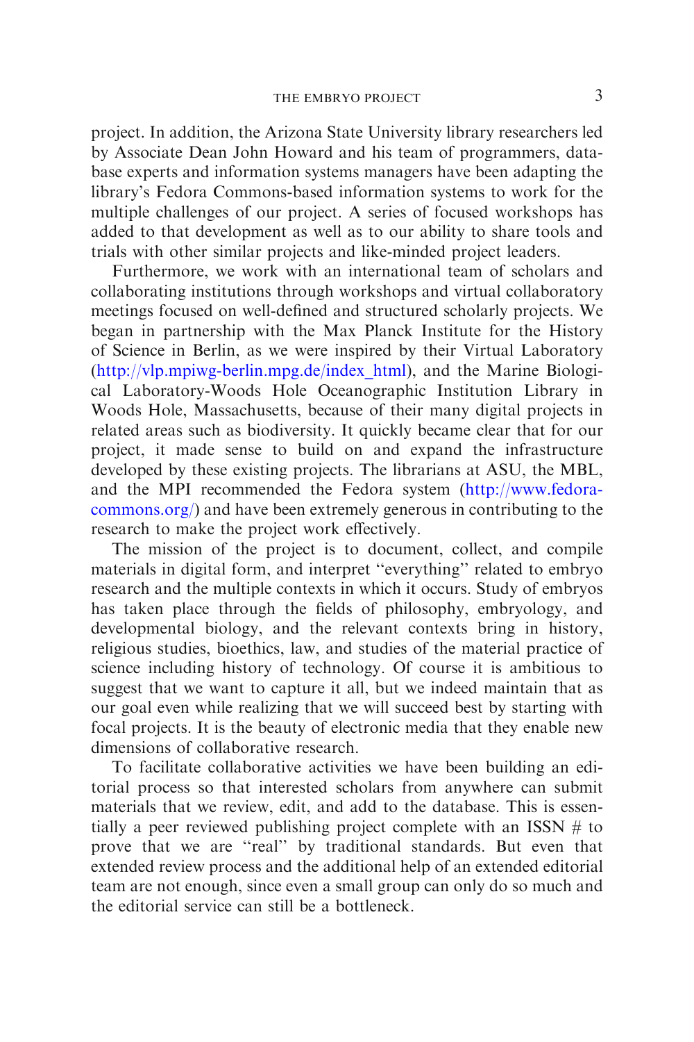project. In addition, the Arizona State University library researchers led by Associate Dean John Howard and his team of programmers, database experts and information systems managers have been adapting the library's Fedora Commons-based information systems to work for the multiple challenges of our project. A series of focused workshops has added to that development as well as to our ability to share tools and trials with other similar projects and like-minded project leaders.

Furthermore, we work with an international team of scholars and collaborating institutions through workshops and virtual collaboratory meetings focused on well-defined and structured scholarly projects. We began in partnership with the Max Planck Institute for the History of Science in Berlin, as we were inspired by their Virtual Laboratory (http://vlp.mpiwg-berlin.mpg.de/index_html), and the Marine Biological Laboratory-Woods Hole Oceanographic Institution Library in Woods Hole, Massachusetts, because of their many digital projects in related areas such as biodiversity. It quickly became clear that for our project, it made sense to build on and expand the infrastructure developed by these existing projects. The librarians at ASU, the MBL, and the MPI recommended the Fedora system (http://www.fedora-commons.org/) and have been extremely generous in contributing to the research to make the project work effectively.

The mission of the project is to document, collect, and compile materials in digital form, and interpret "everything" related to embryo research and the multiple contexts in which it occurs. Study of embryos has taken place through the fields of philosophy, embryology, and developmental biology, and the relevant contexts bring in history, religious studies, bioethics, law, and studies of the material practice of science including history of technology. Of course it is ambitious to suggest that we want to capture it all, but we indeed maintain that as our goal even while realizing that we will succeed best by starting with focal projects. It is the beauty of electronic media that they enable new dimensions of collaborative research.

To facilitate collaborative activities we have been building an editorial process so that interested scholars from anywhere can submit materials that we review, edit, and add to the database. This is essentially a peer reviewed publishing project complete with an ISSN # to prove that we are "real" by traditional standards. But even that extended review process and the additional help of an extended editorial team are not enough, since even a small group can only do so much and the editorial service can still be a bottleneck.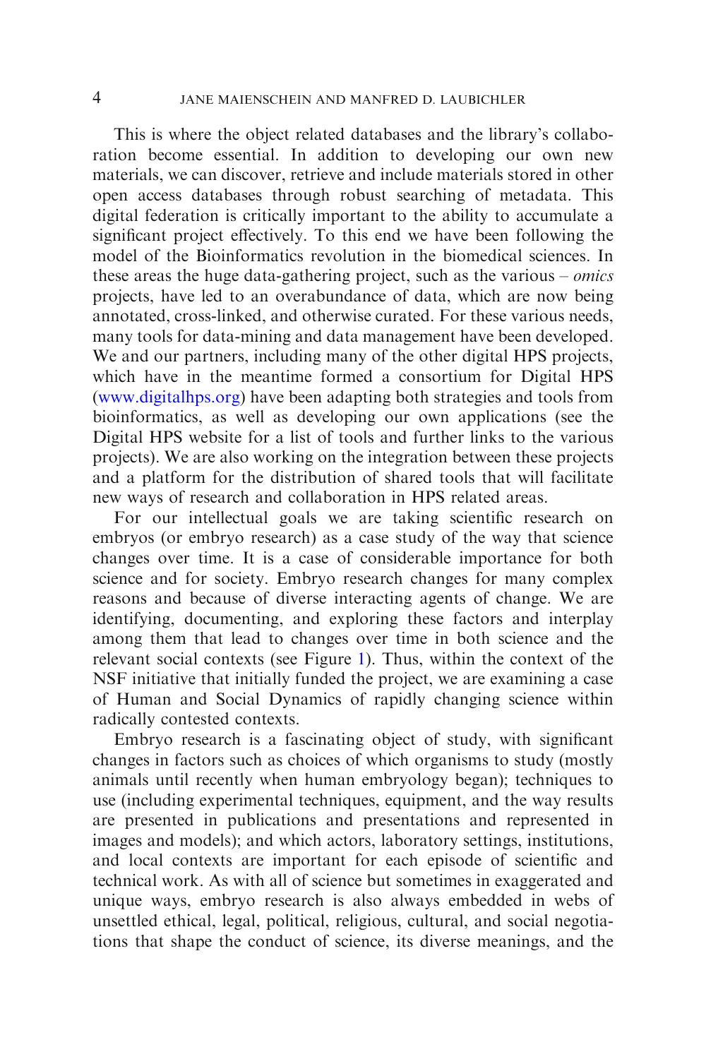This is where the object related databases and the library's collaboration become essential. In addition to developing our own new materials, we can discover, retrieve and include materials stored in other open access databases through robust searching of metadata. This digital federation is critically important to the ability to accumulate a significant project effectively. To this end we have been following the model of the Bioinformatics revolution in the biomedical sciences. In these areas the huge data-gathering project, such as the various – *omics* projects, have led to an overabundance of data, which are now being annotated, cross-linked, and otherwise curated. For these various needs, many tools for data-mining and data management have been developed. We and our partners, including many of the other digital HPS projects, which have in the meantime formed a consortium for Digital HPS (www.digitalhps.org) have been adapting both strategies and tools from bioinformatics, as well as developing our own applications (see the Digital HPS website for a list of tools and further links to the various projects). We are also working on the integration between these projects and a platform for the distribution of shared tools that will facilitate new ways of research and collaboration in HPS related areas.

For our intellectual goals we are taking scientific research on embryos (or embryo research) as a case study of the way that science changes over time. It is a case of considerable importance for both science and for society. Embryo research changes for many complex reasons and because of diverse interacting agents of change. We are identifying, documenting, and exploring these factors and interplay among them that lead to changes over time in both science and the relevant social contexts (see Figure 1). Thus, within the context of the NSF initiative that initially funded the project, we are examining a case of Human and Social Dynamics of rapidly changing science within radically contested contexts.

Embryo research is a fascinating object of study, with significant changes in factors such as choices of which organisms to study (mostly animals until recently when human embryology began); techniques to use (including experimental techniques, equipment, and the way results are presented in publications and presentations and represented in images and models); and which actors, laboratory settings, institutions, and local contexts are important for each episode of scientific and technical work. As with all of science but sometimes in exaggerated and unique ways, embryo research is also always embedded in webs of unsettled ethical, legal, political, religious, cultural, and social negotiations that shape the conduct of science, its diverse meanings, and the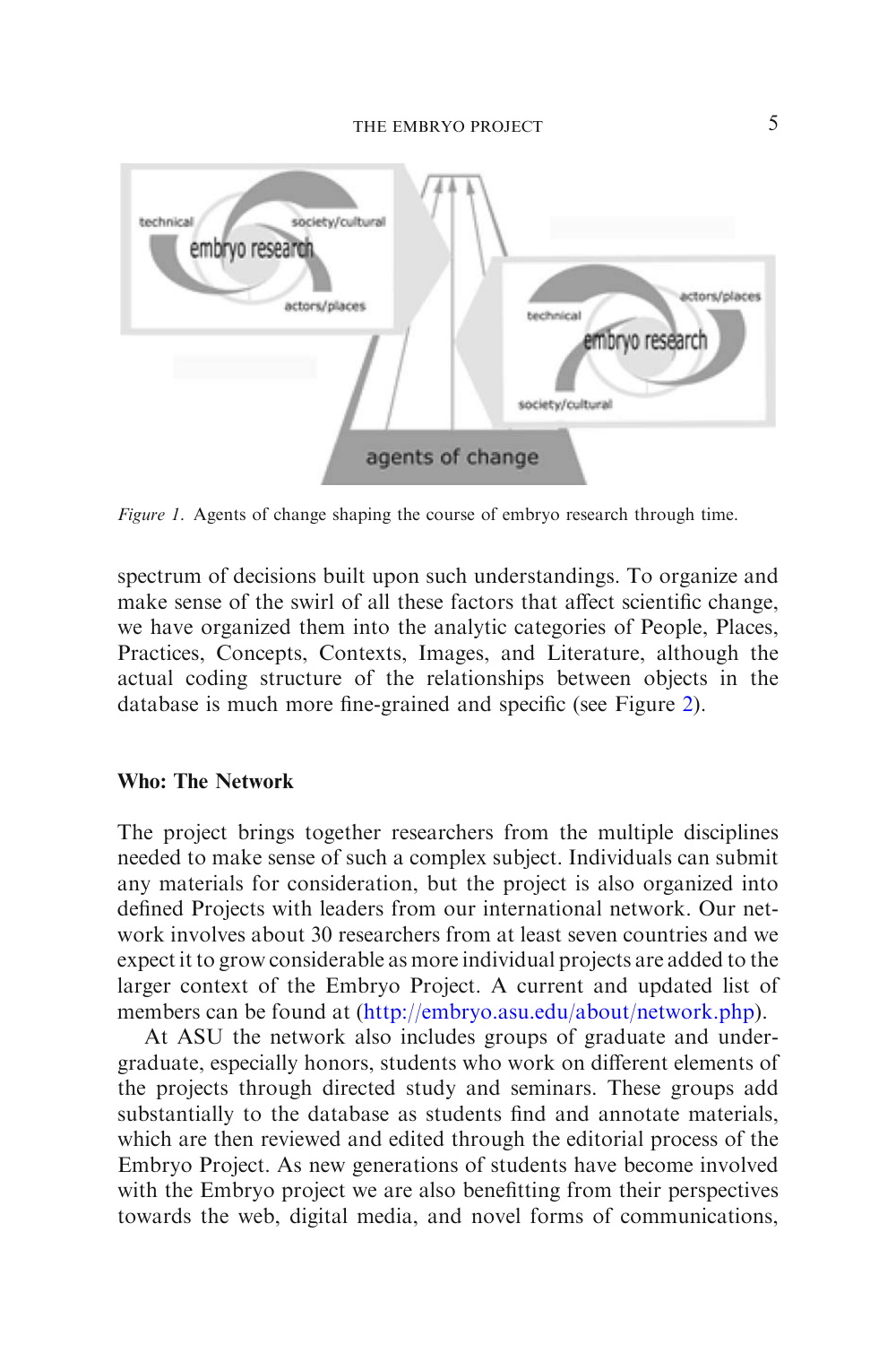*Figure 1.* Agents of change shaping the course of embryo research through time.

spectrum of decisions built upon such understandings. To organize and make sense of the swirl of all these factors that affect scientific change, we have organized them into the analytic categories of People, Places, Practices, Concepts, Contexts, Images, and Literature, although the actual coding structure of the relationships between objects in the database is much more fine-grained and specific (see Figure 2).

### Who: The Network

The project brings together researchers from the multiple disciplines needed to make sense of such a complex subject. Individuals can submit any materials for consideration, but the project is also organized into defined Projects with leaders from our international network. Our network involves about 30 researchers from at least seven countries and we expect it to grow considerable as more individual projects are added to the larger context of the Embryo Project. A current and updated list of members can be found at (http://embryo.asu.edu/about/network.php).

At ASU the network also includes groups of graduate and undergraduate, especially honors, students who work on different elements of the projects through directed study and seminars. These groups add substantially to the database as students find and annotate materials, which are then reviewed and edited through the editorial process of the Embryo Project. As new generations of students have become involved with the Embryo project we are also benefitting from their perspectives towards the web, digital media, and novel forms of communications,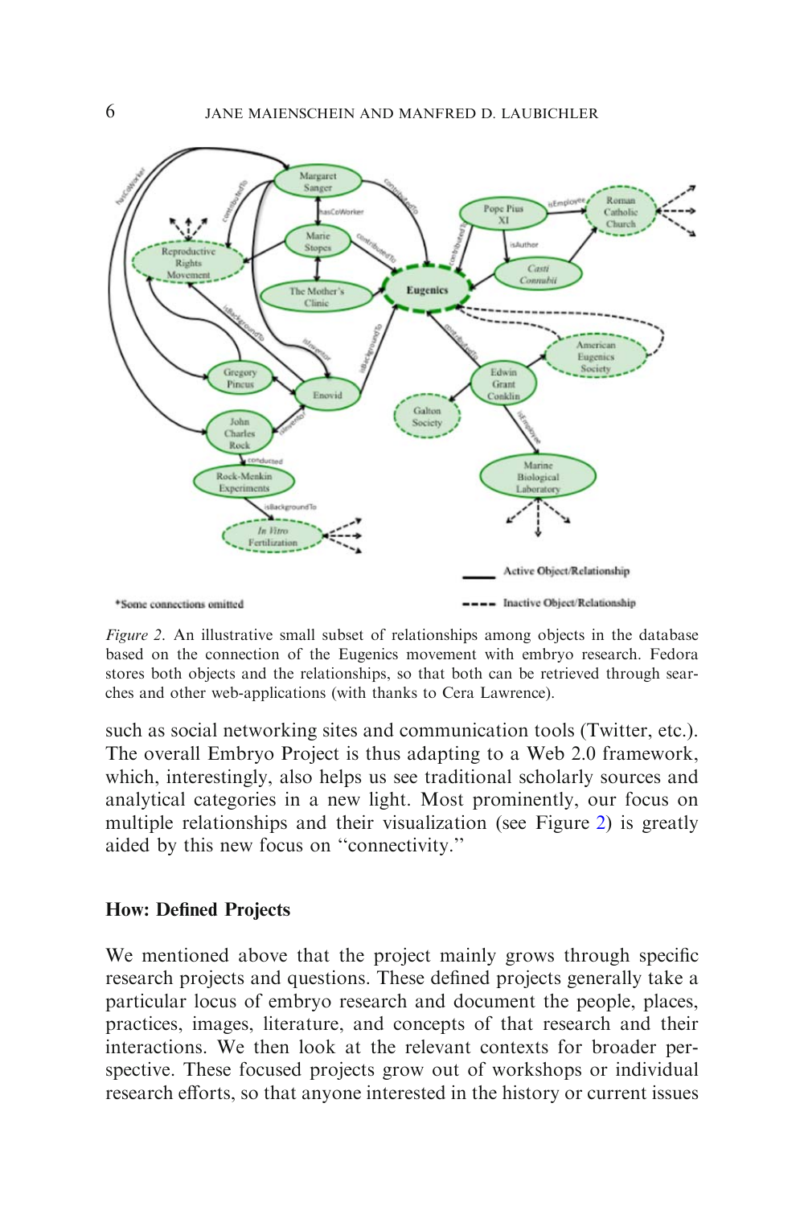*Figure 2*. An illustrative small subset of relationships among objects in the database based on the connection of the Eugenics movement with embryo research. Fedora stores both objects and the relationships, so that both can be retrieved through searches and other web-applications (with thanks to Cera Lawrence).

such as social networking sites and communication tools (Twitter, etc.). The overall Embryo Project is thus adapting to a Web 2.0 framework, which, interestingly, also helps us see traditional scholarly sources and analytical categories in a new light. Most prominently, our focus on multiple relationships and their visualization (see Figure 2) is greatly aided by this new focus on ''connectivity.''

## How: Defined Projects

We mentioned above that the project mainly grows through specific research projects and questions. These defined projects generally take a particular locus of embryo research and document the people, places, practices, images, literature, and concepts of that research and their interactions. We then look at the relevant contexts for broader perspective. These focused projects grow out of workshops or individual research efforts, so that anyone interested in the history or current issues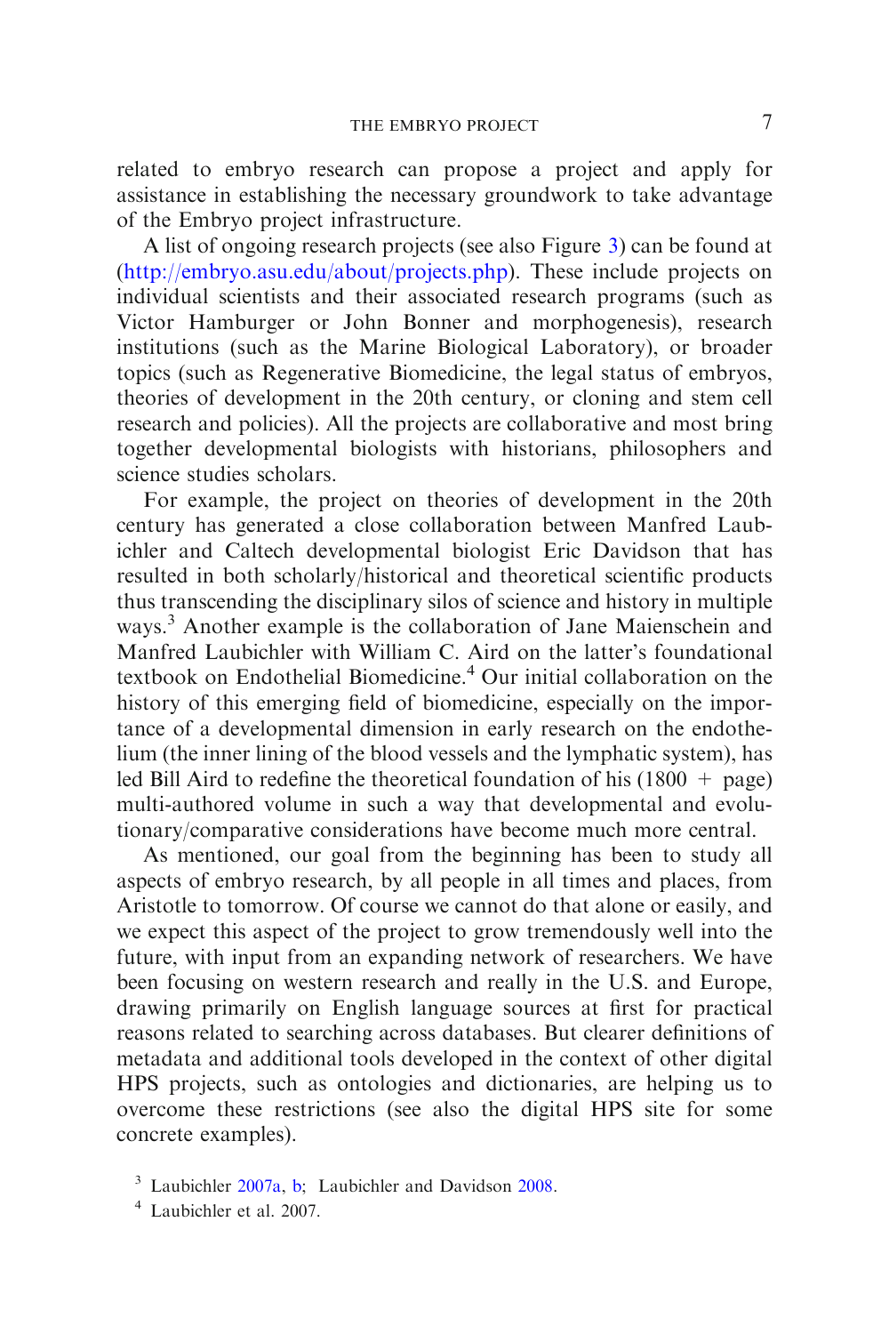related to embryo research can propose a project and apply for assistance in establishing the necessary groundwork to take advantage of the Embryo project infrastructure.

A list of ongoing research projects (see also Figure 3) can be found at (http://embryo.asu.edu/about/projects.php). These include projects on individual scientists and their associated research programs (such as Victor Hamburger or John Bonner and morphogenesis), research institutions (such as the Marine Biological Laboratory), or broader topics (such as Regenerative Biomedicine, the legal status of embryos, theories of development in the 20th century, or cloning and stem cell research and policies). All the projects are collaborative and most bring together developmental biologists with historians, philosophers and science studies scholars.

For example, the project on theories of development in the 20th century has generated a close collaboration between Manfred Laubichler and Caltech developmental biologist Eric Davidson that has resulted in both scholarly/historical and theoretical scientific products thus transcending the disciplinary silos of science and history in multiple ways.[3] Another example is the collaboration of Jane Maienschein and Manfred Laubichler with William C. Aird on the latter's foundational textbook on Endothelial Biomedicine.[4] Our initial collaboration on the history of this emerging field of biomedicine, especially on the importance of a developmental dimension in early research on the endothelium (the inner lining of the blood vessels and the lymphatic system), has led Bill Aird to redefine the theoretical foundation of his (1800 + page) multi-authored volume in such a way that developmental and evolutionary/comparative considerations have become much more central.

As mentioned, our goal from the beginning has been to study all aspects of embryo research, by all people in all times and places, from Aristotle to tomorrow. Of course we cannot do that alone or easily, and we expect this aspect of the project to grow tremendously well into the future, with input from an expanding network of researchers. We have been focusing on western research and really in the U.S. and Europe, drawing primarily on English language sources at first for practical reasons related to searching across databases. But clearer definitions of metadata and additional tools developed in the context of other digital HPS projects, such as ontologies and dictionaries, are helping us to overcome these restrictions (see also the digital HPS site for some concrete examples).

[3] Laubichler 2007a, b; Laubichler and Davidson 2008.

[4] Laubichler et al. 2007.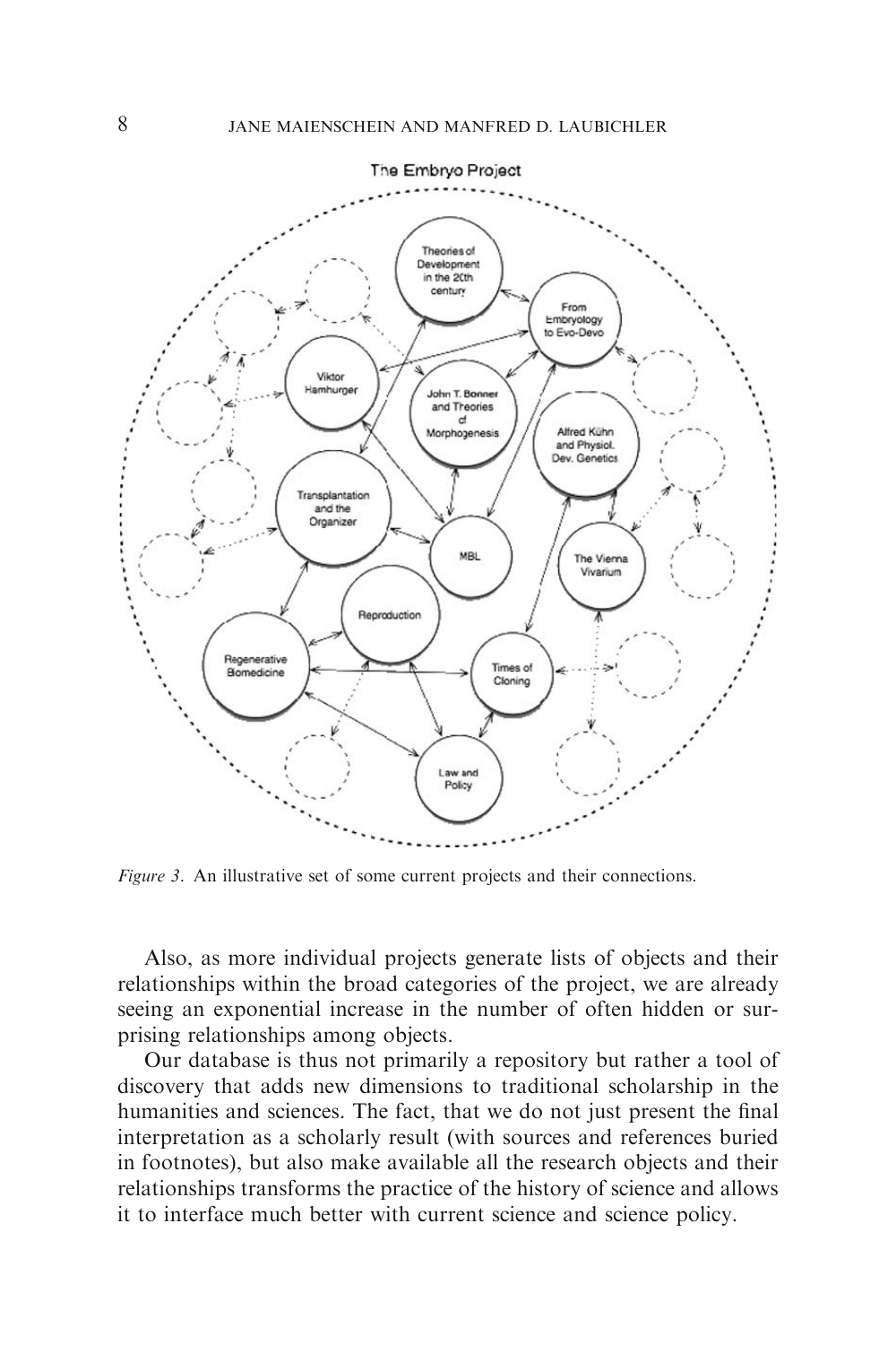*Figure 3*. An illustrative set of some current projects and their connections.

Also, as more individual projects generate lists of objects and their relationships within the broad categories of the project, we are already seeing an exponential increase in the number of often hidden or surprising relationships among objects.

Our database is thus not primarily a repository but rather a tool of discovery that adds new dimensions to traditional scholarship in the humanities and sciences. The fact, that we do not just present the final interpretation as a scholarly result (with sources and references buried in footnotes), but also make available all the research objects and their relationships transforms the practice of the history of science and allows it to interface much better with current science and science policy.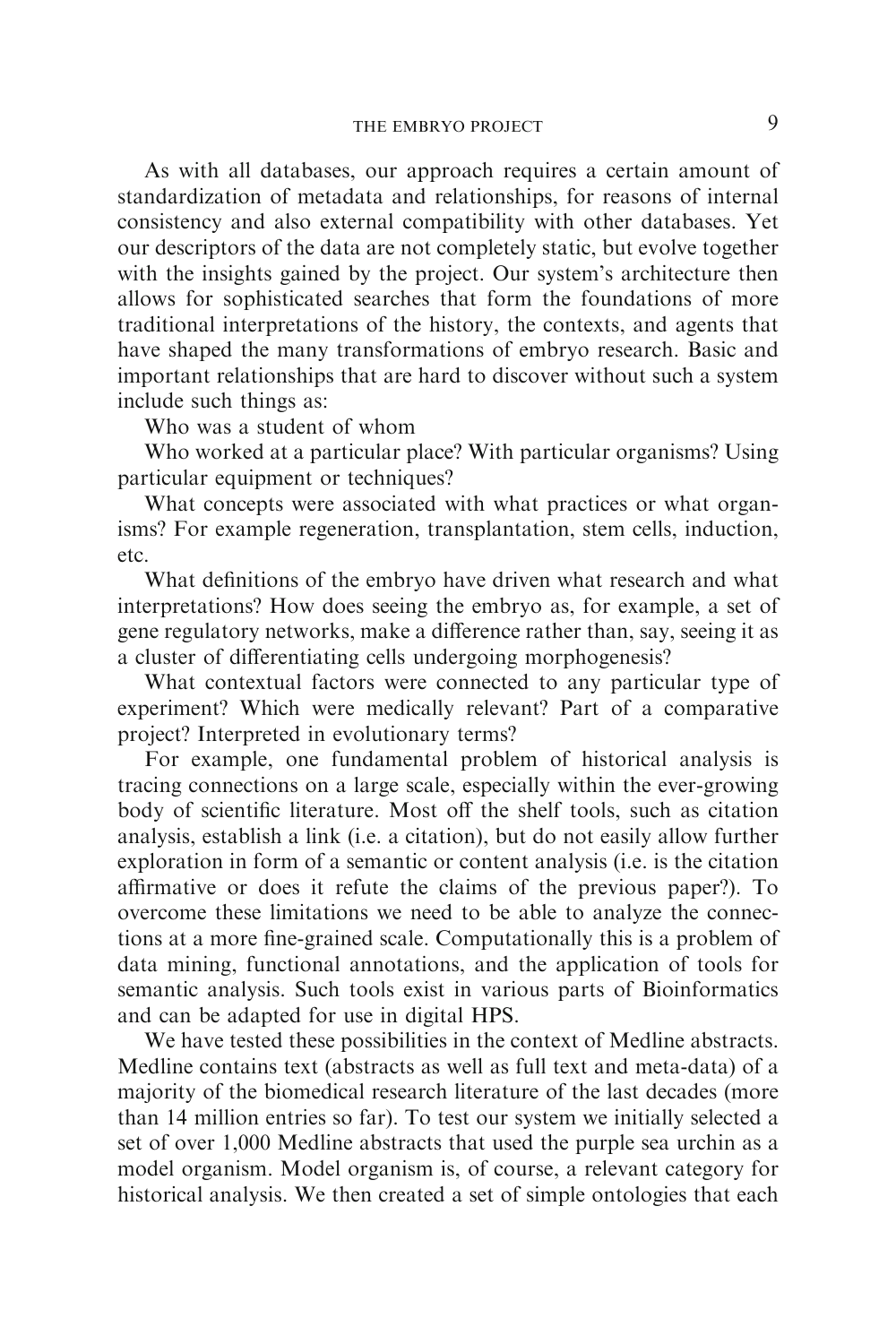As with all databases, our approach requires a certain amount of standardization of metadata and relationships, for reasons of internal consistency and also external compatibility with other databases. Yet our descriptors of the data are not completely static, but evolve together with the insights gained by the project. Our system's architecture then allows for sophisticated searches that form the foundations of more traditional interpretations of the history, the contexts, and agents that have shaped the many transformations of embryo research. Basic and important relationships that are hard to discover without such a system include such things as:

Who was a student of whom

Who worked at a particular place? With particular organisms? Using particular equipment or techniques?

What concepts were associated with what practices or what organisms? For example regeneration, transplantation, stem cells, induction, etc.

What definitions of the embryo have driven what research and what interpretations? How does seeing the embryo as, for example, a set of gene regulatory networks, make a difference rather than, say, seeing it as a cluster of differentiating cells undergoing morphogenesis?

What contextual factors were connected to any particular type of experiment? Which were medically relevant? Part of a comparative project? Interpreted in evolutionary terms?

For example, one fundamental problem of historical analysis is tracing connections on a large scale, especially within the ever-growing body of scientific literature. Most off the shelf tools, such as citation analysis, establish a link (i.e. a citation), but do not easily allow further exploration in form of a semantic or content analysis (i.e. is the citation affirmative or does it refute the claims of the previous paper?). To overcome these limitations we need to be able to analyze the connections at a more fine-grained scale. Computationally this is a problem of data mining, functional annotations, and the application of tools for semantic analysis. Such tools exist in various parts of Bioinformatics and can be adapted for use in digital HPS.

We have tested these possibilities in the context of Medline abstracts. Medline contains text (abstracts as well as full text and meta-data) of a majority of the biomedical research literature of the last decades (more than 14 million entries so far). To test our system we initially selected a set of over 1,000 Medline abstracts that used the purple sea urchin as a model organism. Model organism is, of course, a relevant category for historical analysis. We then created a set of simple ontologies that each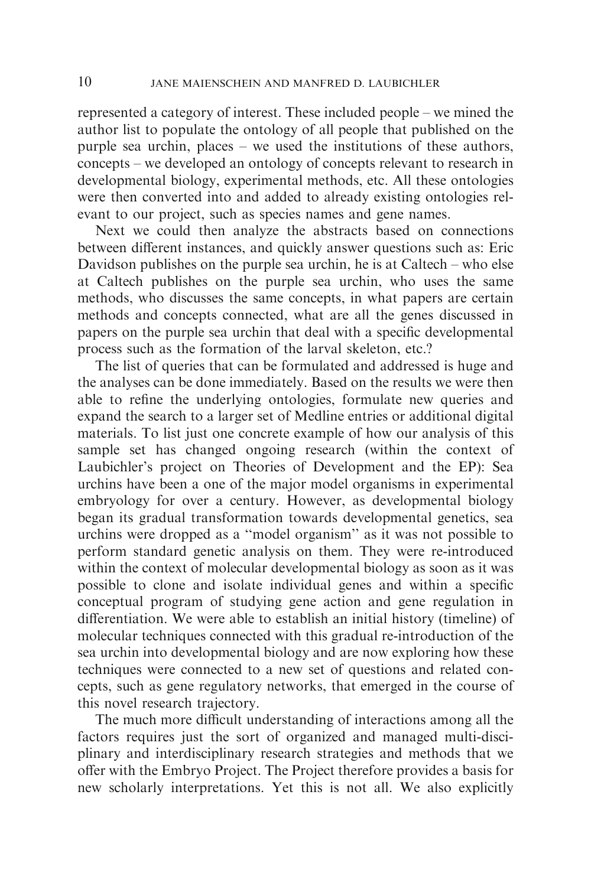represented a category of interest. These included people – we mined the author list to populate the ontology of all people that published on the purple sea urchin, places – we used the institutions of these authors, concepts – we developed an ontology of concepts relevant to research in developmental biology, experimental methods, etc. All these ontologies were then converted into and added to already existing ontologies relevant to our project, such as species names and gene names.

Next we could then analyze the abstracts based on connections between different instances, and quickly answer questions such as: Eric Davidson publishes on the purple sea urchin, he is at Caltech – who else at Caltech publishes on the purple sea urchin, who uses the same methods, who discusses the same concepts, in what papers are certain methods and concepts connected, what are all the genes discussed in papers on the purple sea urchin that deal with a specific developmental process such as the formation of the larval skeleton, etc.?

The list of queries that can be formulated and addressed is huge and the analyses can be done immediately. Based on the results we were then able to refine the underlying ontologies, formulate new queries and expand the search to a larger set of Medline entries or additional digital materials. To list just one concrete example of how our analysis of this sample set has changed ongoing research (within the context of Laubichler's project on Theories of Development and the EP): Sea urchins have been a one of the major model organisms in experimental embryology for over a century. However, as developmental biology began its gradual transformation towards developmental genetics, sea urchins were dropped as a "model organism" as it was not possible to perform standard genetic analysis on them. They were re-introduced within the context of molecular developmental biology as soon as it was possible to clone and isolate individual genes and within a specific conceptual program of studying gene action and gene regulation in differentiation. We were able to establish an initial history (timeline) of molecular techniques connected with this gradual re-introduction of the sea urchin into developmental biology and are now exploring how these techniques were connected to a new set of questions and related concepts, such as gene regulatory networks, that emerged in the course of this novel research trajectory.

The much more difficult understanding of interactions among all the factors requires just the sort of organized and managed multi-disciplinary and interdisciplinary research strategies and methods that we offer with the Embryo Project. The Project therefore provides a basis for new scholarly interpretations. Yet this is not all. We also explicitly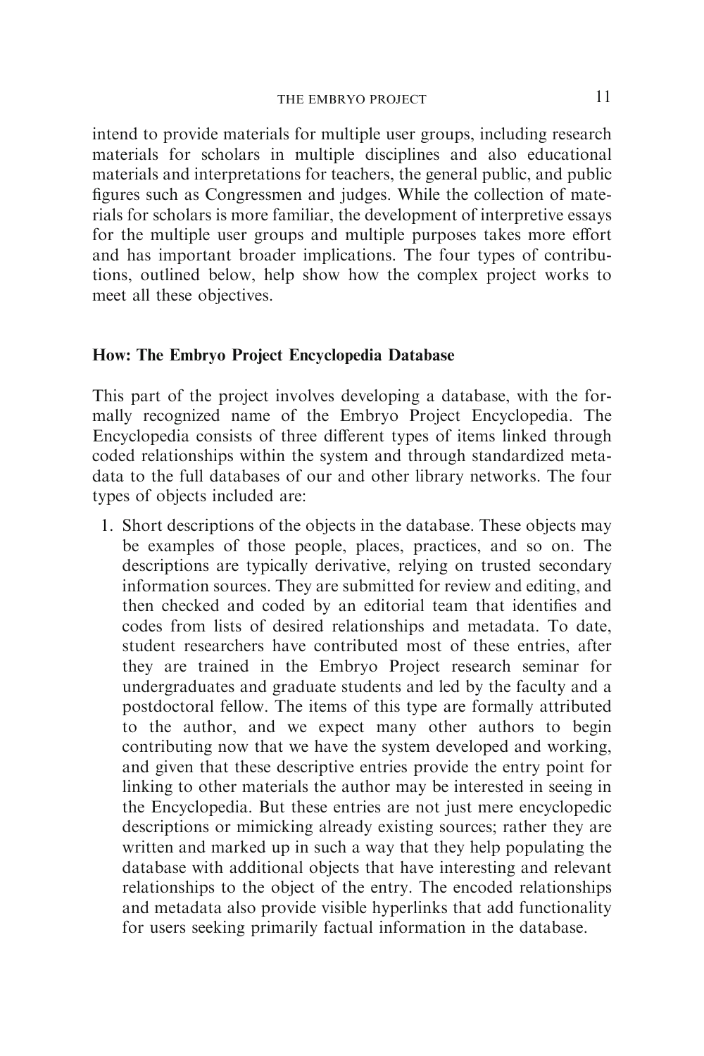intend to provide materials for multiple user groups, including research materials for scholars in multiple disciplines and also educational materials and interpretations for teachers, the general public, and public figures such as Congressmen and judges. While the collection of materials for scholars is more familiar, the development of interpretive essays for the multiple user groups and multiple purposes takes more effort and has important broader implications. The four types of contributions, outlined below, help show how the complex project works to meet all these objectives.

**How: The Embryo Project Encyclopedia Database**

This part of the project involves developing a database, with the formally recognized name of the Embryo Project Encyclopedia. The Encyclopedia consists of three different types of items linked through coded relationships within the system and through standardized metadata to the full databases of our and other library networks. The four types of objects included are:

1. Short descriptions of the objects in the database. These objects may be examples of those people, places, practices, and so on. The descriptions are typically derivative, relying on trusted secondary information sources. They are submitted for review and editing, and then checked and coded by an editorial team that identifies and codes from lists of desired relationships and metadata. To date, student researchers have contributed most of these entries, after they are trained in the Embryo Project research seminar for undergraduates and graduate students and led by the faculty and a postdoctoral fellow. The items of this type are formally attributed to the author, and we expect many other authors to begin contributing now that we have the system developed and working, and given that these descriptive entries provide the entry point for linking to other materials the author may be interested in seeing in the Encyclopedia. But these entries are not just mere encyclopedic descriptions or mimicking already existing sources; rather they are written and marked up in such a way that they help populating the database with additional objects that have interesting and relevant relationships to the object of the entry. The encoded relationships and metadata also provide visible hyperlinks that add functionality for users seeking primarily factual information in the database.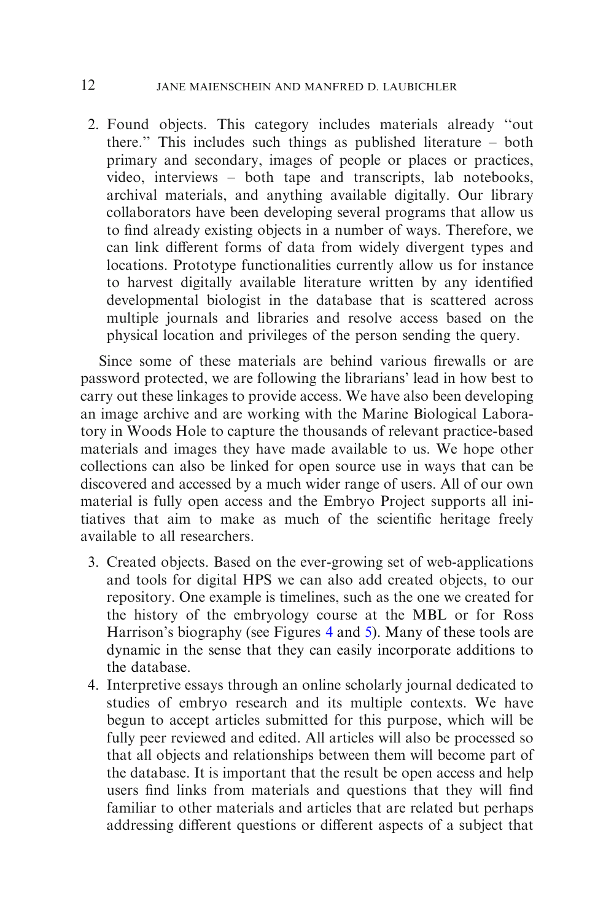2. Found objects. This category includes materials already "out there." This includes such things as published literature – both primary and secondary, images of people or places or practices, video, interviews – both tape and transcripts, lab notebooks, archival materials, and anything available digitally. Our library collaborators have been developing several programs that allow us to find already existing objects in a number of ways. Therefore, we can link different forms of data from widely divergent types and locations. Prototype functionalities currently allow us for instance to harvest digitally available literature written by any identified developmental biologist in the database that is scattered across multiple journals and libraries and resolve access based on the physical location and privileges of the person sending the query.

Since some of these materials are behind various firewalls or are password protected, we are following the librarians' lead in how best to carry out these linkages to provide access. We have also been developing an image archive and are working with the Marine Biological Laboratory in Woods Hole to capture the thousands of relevant practice-based materials and images they have made available to us. We hope other collections can also be linked for open source use in ways that can be discovered and accessed by a much wider range of users. All of our own material is fully open access and the Embryo Project supports all initiatives that aim to make as much of the scientific heritage freely available to all researchers.

3. Created objects. Based on the ever-growing set of web-applications and tools for digital HPS we can also add created objects, to our repository. One example is timelines, such as the one we created for the history of the embryology course at the MBL or for Ross Harrison's biography (see Figures 4 and 5). Many of these tools are dynamic in the sense that they can easily incorporate additions to the database.
4. Interpretive essays through an online scholarly journal dedicated to studies of embryo research and its multiple contexts. We have begun to accept articles submitted for this purpose, which will be fully peer reviewed and edited. All articles will also be processed so that all objects and relationships between them will become part of the database. It is important that the result be open access and help users find links from materials and questions that they will find familiar to other materials and articles that are related but perhaps addressing different questions or different aspects of a subject that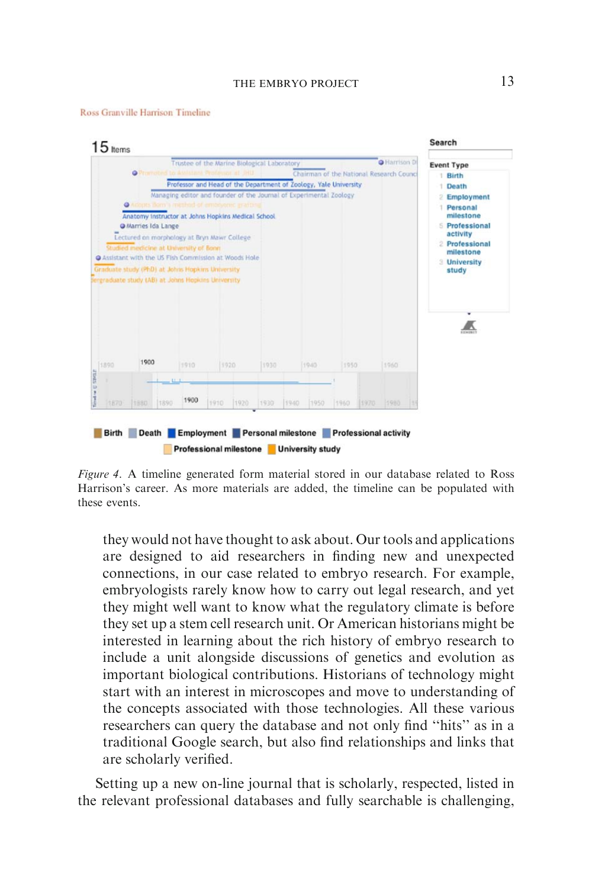Ross Granville Harrison Timeline

15 Items

Trustee of the Marine Biological Laboratory

Promoted to Associate Professor at JHU

Chairman of the National Research Council

Professor and Head of the Department of Zoology, Yale University

Managing editor and founder of the Journal of Experimental Zoology

Adopts Born's method of embryonic grafting

Anatomy instructor at Johns Hopkins Medical School

Marries Ida Lange

Lectured on morphology at Bryn Mawr College

Studied medicine at University of Bonn

Assistant with the US Fish Commission at Woods Hole

Graduate study (PhD) at Johns Hopkins University

Undergraduate study (AB) at Johns Hopkins University

Search

Event Type
- 1 Birth
- 1 Death
- 2 Employment
- 1 Personal milestone
- 5 Professional activity
- 2 Professional milestone
- 3 University study

Birth | Death | Employment | Personal milestone | Professional activity | Professional milestone | University study

*Figure 4*. A timeline generated form material stored in our database related to Ross Harrison's career. As more materials are added, the timeline can be populated with these events.

they would not have thought to ask about. Our tools and applications are designed to aid researchers in finding new and unexpected connections, in our case related to embryo research. For example, embryologists rarely know how to carry out legal research, and yet they might well want to know what the regulatory climate is before they set up a stem cell research unit. Or American historians might be interested in learning about the rich history of embryo research to include a unit alongside discussions of genetics and evolution as important biological contributions. Historians of technology might start with an interest in microscopes and move to understanding of the concepts associated with those technologies. All these various researchers can query the database and not only find "hits" as in a traditional Google search, but also find relationships and links that are scholarly verified.

Setting up a new on-line journal that is scholarly, respected, listed in the relevant professional databases and fully searchable is challenging,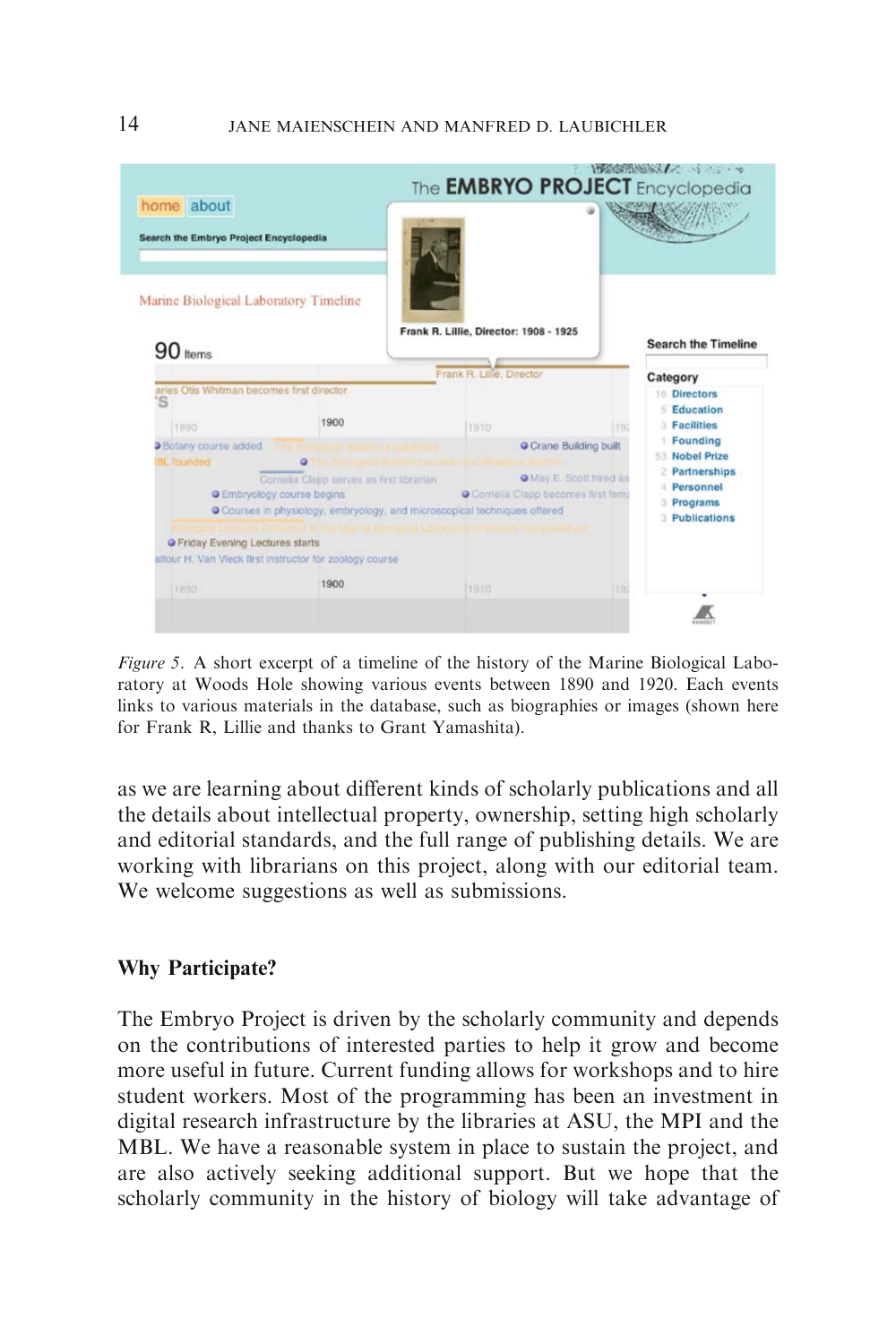*Figure 5.* A short excerpt of a timeline of the history of the Marine Biological Laboratory at Woods Hole showing various events between 1890 and 1920. Each events links to various materials in the database, such as biographies or images (shown here for Frank R, Lillie and thanks to Grant Yamashita).

as we are learning about different kinds of scholarly publications and all the details about intellectual property, ownership, setting high scholarly and editorial standards, and the full range of publishing details. We are working with librarians on this project, along with our editorial team. We welcome suggestions as well as submissions.

## Why Participate?

The Embryo Project is driven by the scholarly community and depends on the contributions of interested parties to help it grow and become more useful in future. Current funding allows for workshops and to hire student workers. Most of the programming has been an investment in digital research infrastructure by the libraries at ASU, the MPI and the MBL. We have a reasonable system in place to sustain the project, and are also actively seeking additional support. But we hope that the scholarly community in the history of biology will take advantage of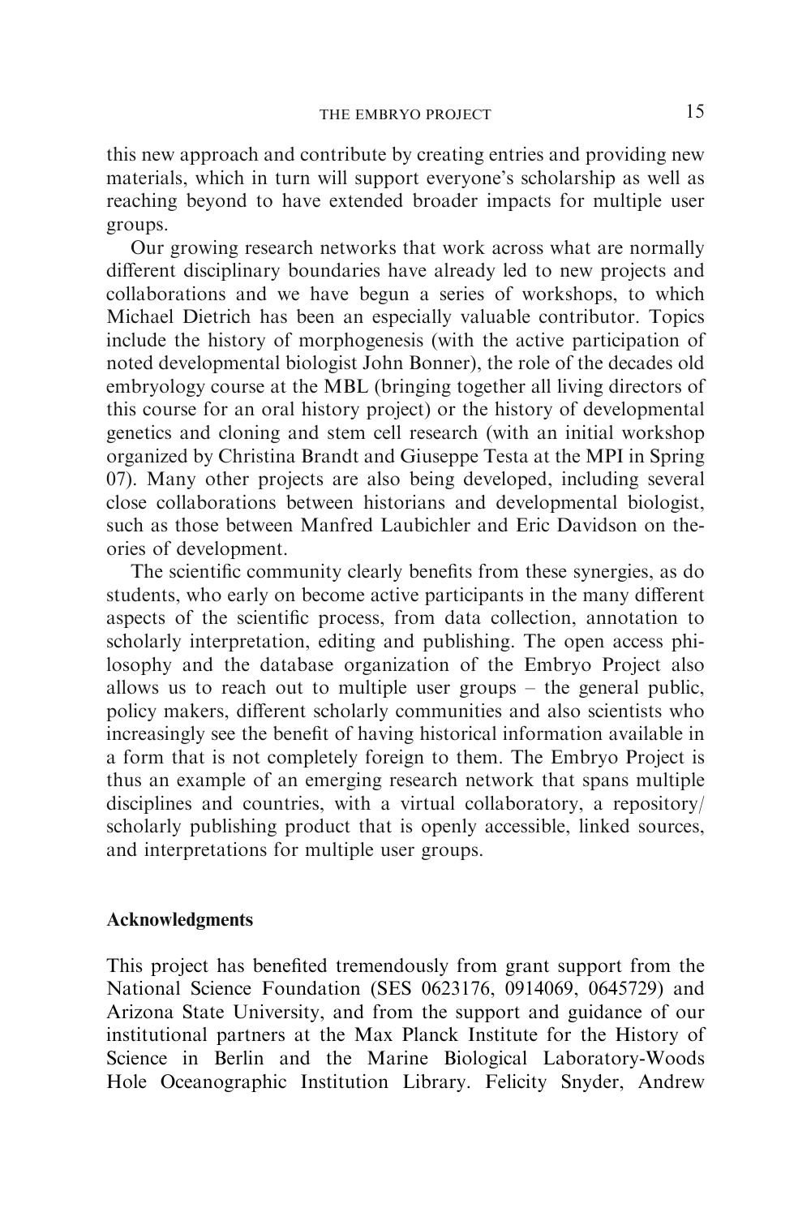this new approach and contribute by creating entries and providing new materials, which in turn will support everyone's scholarship as well as reaching beyond to have extended broader impacts for multiple user groups.

Our growing research networks that work across what are normally different disciplinary boundaries have already led to new projects and collaborations and we have begun a series of workshops, to which Michael Dietrich has been an especially valuable contributor. Topics include the history of morphogenesis (with the active participation of noted developmental biologist John Bonner), the role of the decades old embryology course at the MBL (bringing together all living directors of this course for an oral history project) or the history of developmental genetics and cloning and stem cell research (with an initial workshop organized by Christina Brandt and Giuseppe Testa at the MPI in Spring 07). Many other projects are also being developed, including several close collaborations between historians and developmental biologist, such as those between Manfred Laubichler and Eric Davidson on theories of development.

The scientific community clearly benefits from these synergies, as do students, who early on become active participants in the many different aspects of the scientific process, from data collection, annotation to scholarly interpretation, editing and publishing. The open access philosophy and the database organization of the Embryo Project also allows us to reach out to multiple user groups – the general public, policy makers, different scholarly communities and also scientists who increasingly see the benefit of having historical information available in a form that is not completely foreign to them. The Embryo Project is thus an example of an emerging research network that spans multiple disciplines and countries, with a virtual collaboratory, a repository/scholarly publishing product that is openly accessible, linked sources, and interpretations for multiple user groups.

## Acknowledgments

This project has benefited tremendously from grant support from the National Science Foundation (SES 0623176, 0914069, 0645729) and Arizona State University, and from the support and guidance of our institutional partners at the Max Planck Institute for the History of Science in Berlin and the Marine Biological Laboratory-Woods Hole Oceanographic Institution Library. Felicity Snyder, Andrew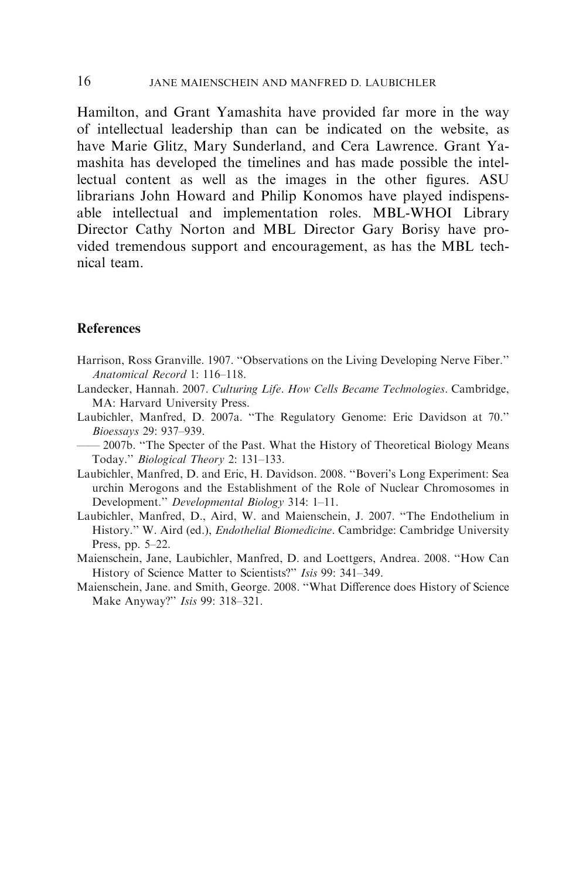Hamilton, and Grant Yamashita have provided far more in the way of intellectual leadership than can be indicated on the website, as have Marie Glitz, Mary Sunderland, and Cera Lawrence. Grant Yamashita has developed the timelines and has made possible the intellectual content as well as the images in the other figures. ASU librarians John Howard and Philip Konomos have played indispensable intellectual and implementation roles. MBL-WHOI Library Director Cathy Norton and MBL Director Gary Borisy have provided tremendous support and encouragement, as has the MBL technical team.

## References

Harrison, Ross Granville. 1907. "Observations on the Living Developing Nerve Fiber." *Anatomical Record* 1: 116–118.

Landecker, Hannah. 2007. *Culturing Life. How Cells Became Technologies*. Cambridge, MA: Harvard University Press.

Laubichler, Manfred, D. 2007a. "The Regulatory Genome: Eric Davidson at 70." *Bioessays* 29: 937–939.

—— 2007b. "The Specter of the Past. What the History of Theoretical Biology Means Today." *Biological Theory* 2: 131–133.

Laubichler, Manfred, D. and Eric, H. Davidson. 2008. "Boveri's Long Experiment: Sea urchin Merogons and the Establishment of the Role of Nuclear Chromosomes in Development." *Developmental Biology* 314: 1–11.

Laubichler, Manfred, D., Aird, W. and Maienschein, J. 2007. "The Endothelium in History." W. Aird (ed.), *Endothelial Biomedicine*. Cambridge: Cambridge University Press, pp. 5–22.

Maienschein, Jane, Laubichler, Manfred, D. and Loettgers, Andrea. 2008. "How Can History of Science Matter to Scientists?" *Isis* 99: 341–349.

Maienschein, Jane. and Smith, George. 2008. "What Difference does History of Science Make Anyway?" *Isis* 99: 318–321.